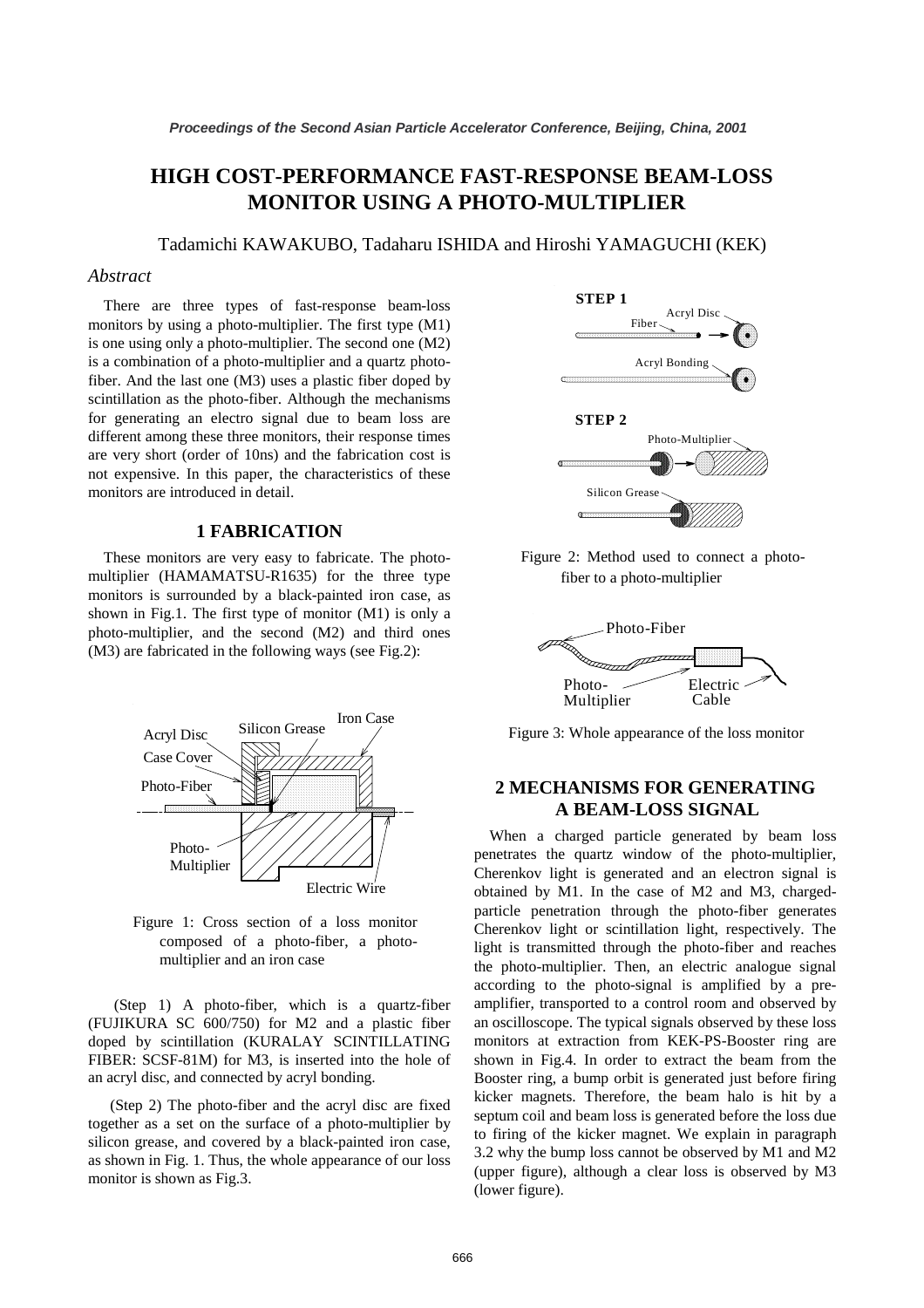# HIGH COST-PERFORMANCE FAST-RESPONSE BEAM-LOSS MONITOR USING A PHOTO-MULTIPLIER

Tadamichi KAWAKUBO, Tadaharu ISHIDA and Hiroshi YAMAGUCHI (KEK)

### *Abstract*

There are three types of fast-response beam-loss monitors by using a photo-multiplier. The first type (M1) is one using only a photo-multiplier. The second one (M2) is a combination of a photo-multiplier and a quartz photo-fiber. And the last one (M3) uses a plastic fiber doped by scintillation as the photo-fiber. Although the mechanisms for generating an electro signal due to beam loss are different among these three monitors, their response times are very short (order of 10ns) and the fabrication cost is not expensive. In this paper, the characteristics of these monitors are introduced in detail.

## 1 FABRICATION

These monitors are very easy to fabricate. The photo-multiplier (HAMAMATSU-R1635) for the three type monitors is surrounded by a black-painted iron case, as shown in Fig.1. The first type of monitor (M1) is only a photo-multiplier, and the second (M2) and third ones (M3) are fabricated in the following ways (see Fig.2):

Figure 1: Cross section of a loss monitor composed of a photo-fiber, a photo-multiplier and an iron case

(Step 1) A photo-fiber, which is a quartz-fiber (FUJIKURA SC 600/750) for M2 and a plastic fiber doped by scintillation (KURALAY SCINTILLATING FIBER: SCSF-81M) for M3, is inserted into the hole of an acryl disc, and connected by acryl bonding.

(Step 2) The photo-fiber and the acryl disc are fixed together as a set on the surface of a photo-multiplier by silicon grease, and covered by a black-painted iron case, as shown in Fig. 1. Thus, the whole appearance of our loss monitor is shown as Fig.3.

Figure 2: Method used to connect a photo-fiber to a photo-multiplier

Figure 3: Whole appearance of the loss monitor

## 2 MECHANISMS FOR GENERATING A BEAM-LOSS SIGNAL

When a charged particle generated by beam loss penetrates the quartz window of the photo-multiplier, Cherenkov light is generated and an electron signal is obtained by M1. In the case of M2 and M3, charged-particle penetration through the photo-fiber generates Cherenkov light or scintillation light, respectively. The light is transmitted through the photo-fiber and reaches the photo-multiplier. Then, an electric analogue signal according to the photo-signal is amplified by a pre-amplifier, transported to a control room and observed by an oscilloscope. The typical signals observed by these loss monitors at extraction from KEK-PS-Booster ring are shown in Fig.4. In order to extract the beam from the Booster ring, a bump orbit is generated just before firing kicker magnets. Therefore, the beam halo is hit by a septum coil and beam loss is generated before the loss due to firing of the kicker magnet. We explain in paragraph 3.2 why the bump loss cannot be observed by M1 and M2 (upper figure), although a clear loss is observed by M3 (lower figure).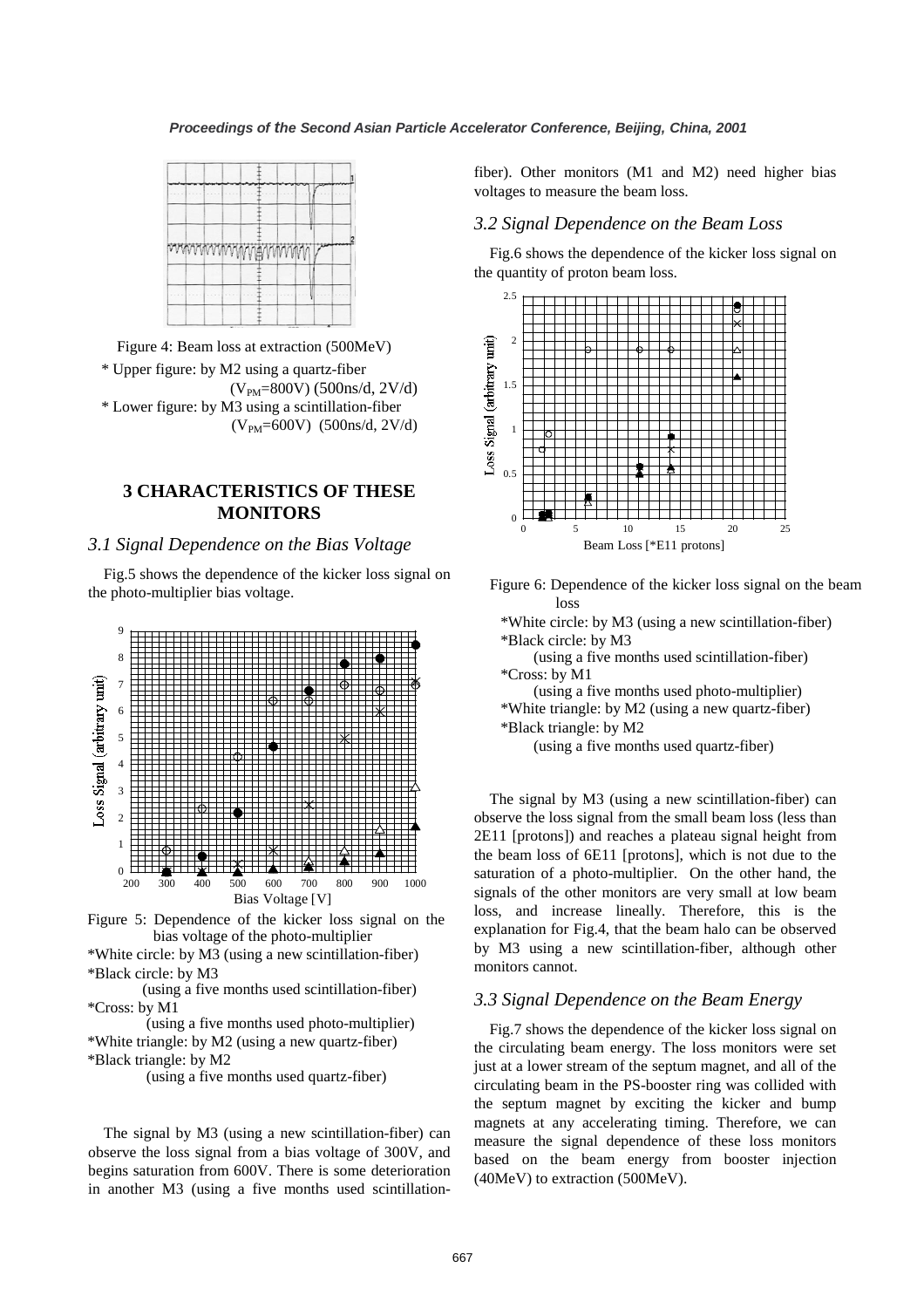Figure 4: Beam loss at extraction (500MeV)

* Upper figure: by M2 using a quartz-fiber ($V_{PM}$=800V) (500ns/d, 2V/d)
* Lower figure: by M3 using a scintillation-fiber ($V_{PM}$=600V) (500ns/d, 2V/d)

## 3 CHARACTERISTICS OF THESE MONITORS

### 3.1 Signal Dependence on the Bias Voltage

Fig.5 shows the dependence of the kicker loss signal on the photo-multiplier bias voltage.

Figure 5: Dependence of the kicker loss signal on the bias voltage of the photo-multiplier

*White circle: by M3 (using a new scintillation-fiber)
*Black circle: by M3
(using a five months used scintillation-fiber)
*Cross: by M1
(using a five months used photo-multiplier)
*White triangle: by M2 (using a new quartz-fiber)
*Black triangle: by M2
(using a five months used quartz-fiber)

The signal by M3 (using a new scintillation-fiber) can observe the loss signal from a bias voltage of 300V, and begins saturation from 600V. There is some deterioration in another M3 (using a five months used scintillation-fiber). Other monitors (M1 and M2) need higher bias voltages to measure the beam loss.

### 3.2 Signal Dependence on the Beam Loss

Fig.6 shows the dependence of the kicker loss signal on the quantity of proton beam loss.

Figure 6: Dependence of the kicker loss signal on the beam loss

*White circle: by M3 (using a new scintillation-fiber)
*Black circle: by M3
(using a five months used scintillation-fiber)
*Cross: by M1
(using a five months used photo-multiplier)
*White triangle: by M2 (using a new quartz-fiber)
*Black triangle: by M2
(using a five months used quartz-fiber)

The signal by M3 (using a new scintillation-fiber) can observe the loss signal from the small beam loss (less than 2E11 [protons]) and reaches a plateau signal height from the beam loss of 6E11 [protons], which is not due to the saturation of a photo-multiplier. On the other hand, the signals of the other monitors are very small at low beam loss, and increase lineally. Therefore, this is the explanation for Fig.4, that the beam halo can be observed by M3 using a new scintillation-fiber, although other monitors cannot.

### 3.3 Signal Dependence on the Beam Energy

Fig.7 shows the dependence of the kicker loss signal on the circulating beam energy. The loss monitors were set just at a lower stream of the septum magnet, and all of the circulating beam in the PS-booster ring was collided with the septum magnet by exciting the kicker and bump magnets at any accelerating timing. Therefore, we can measure the signal dependence of these loss monitors based on the beam energy from booster injection (40MeV) to extraction (500MeV).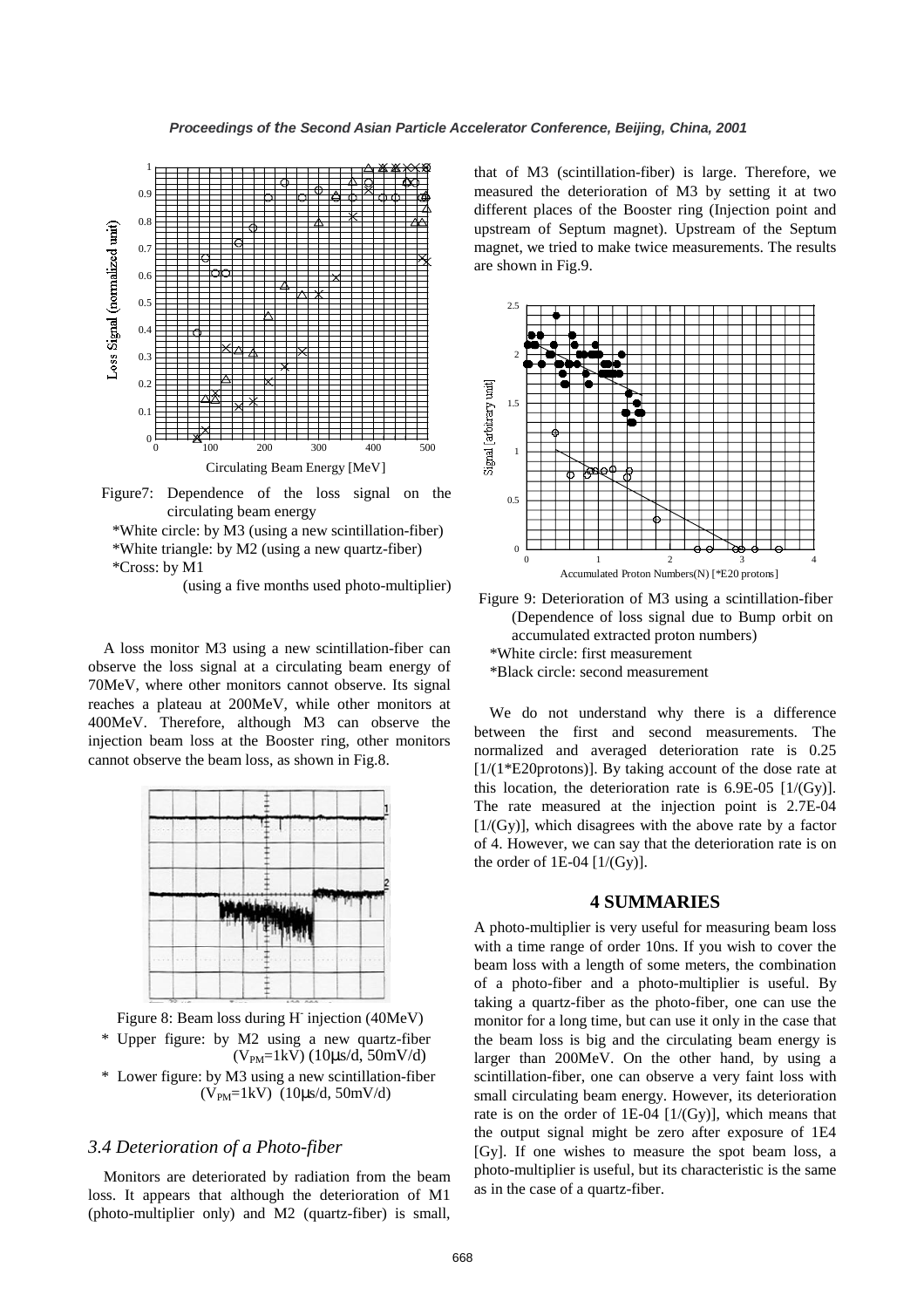Loss Signal (normalized unit)

1
0.9
0.8
0.7
0.6
0.5
0.4
0.3
0.2
0.1
0

0 100 200 300 400 500

Circulating Beam Energy [MeV]

Figure7: Dependence of the loss signal on the circulating beam energy

*White circle: by M3 (using a new scintillation-fiber)

*White triangle: by M2 (using a new quartz-fiber)

*Cross: by M1

(using a five months used photo-multiplier)

A loss monitor M3 using a new scintillation-fiber can observe the loss signal at a circulating beam energy of 70MeV, where other monitors cannot observe. Its signal reaches a plateau at 200MeV, while other monitors at 400MeV. Therefore, although M3 can observe the injection beam loss at the Booster ring, other monitors cannot observe the beam loss, as shown in Fig.8.

Figure 8: Beam loss during $H^-$ injection (40MeV)

\* Upper figure: by M2 using a new quartz-fiber ($V_{PM}$=1kV) (10μs/d, 50mV/d)

\* Lower figure: by M3 using a new scintillation-fiber ($V_{PM}$=1kV) (10μs/d, 50mV/d)

### *3.4 Deterioration of a Photo-fiber*

Monitors are deteriorated by radiation from the beam loss. It appears that although the deterioration of M1 (photo-multiplier only) and M2 (quartz-fiber) is small, that of M3 (scintillation-fiber) is large. Therefore, we measured the deterioration of M3 by setting it at two different places of the Booster ring (Injection point and upstream of Septum magnet). Upstream of the Septum magnet, we tried to make twice measurements. The results are shown in Fig.9.

Signal [arbitrary unit]

2.5
2
1.5
1
0.5
0

0 1 2 3 4

Accumulated Proton Numbers(N) [*E20 protons]

Figure 9: Deterioration of M3 using a scintillation-fiber (Dependence of loss signal due to Bump orbit on accumulated extracted proton numbers)

*White circle: first measurement

*Black circle: second measurement

We do not understand why there is a difference between the first and second measurements. The normalized and averaged deterioration rate is 0.25 [1/(1*E20protons)]. By taking account of the dose rate at this location, the deterioration rate is 6.9E-05 [1/(Gy)]. The rate measured at the injection point is 2.7E-04 [1/(Gy)], which disagrees with the above rate by a factor of 4. However, we can say that the deterioration rate is on the order of 1E-04 [1/(Gy)].

## 4 SUMMARIES

A photo-multiplier is very useful for measuring beam loss with a time range of order 10ns. If you wish to cover the beam loss with a length of some meters, the combination of a photo-fiber and a photo-multiplier is useful. By taking a quartz-fiber as the photo-fiber, one can use the monitor for a long time, but can use it only in the case that the beam loss is big and the circulating beam energy is larger than 200MeV. On the other hand, by using a scintillation-fiber, one can observe a very faint loss with small circulating beam energy. However, its deterioration rate is on the order of 1E-04 [1/(Gy)], which means that the output signal might be zero after exposure of 1E4 [Gy]. If one wishes to measure the spot beam loss, a photo-multiplier is useful, but its characteristic is the same as in the case of a quartz-fiber.